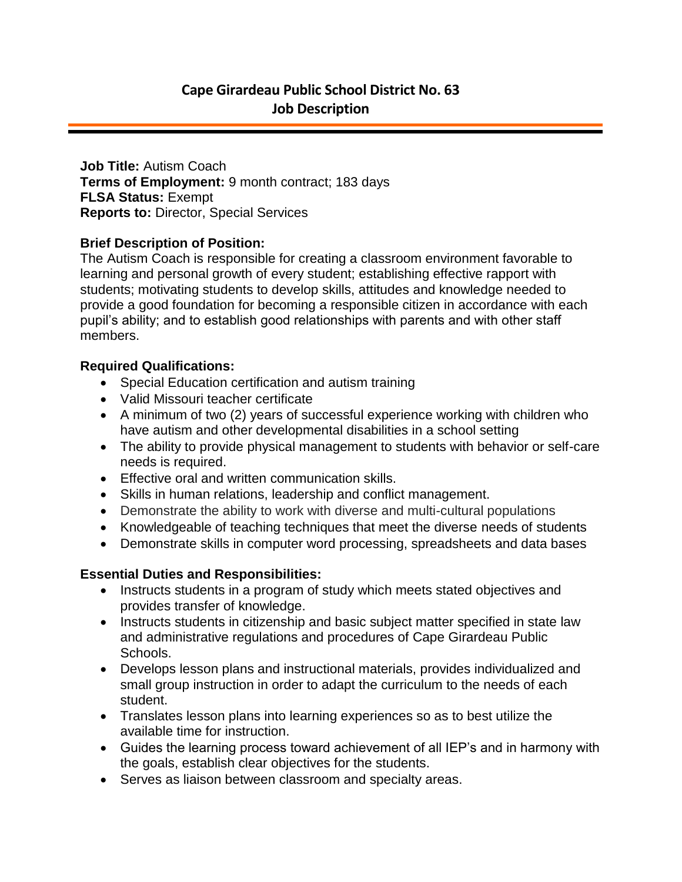# Cape Girardeau Public School District No. 63
## Job Description

**Job Title:** Autism Coach
**Terms of Employment:** 9 month contract; 183 days
**FLSA Status:** Exempt
**Reports to:** Director, Special Services

**Brief Description of Position:**
The Autism Coach is responsible for creating a classroom environment favorable to learning and personal growth of every student; establishing effective rapport with students; motivating students to develop skills, attitudes and knowledge needed to provide a good foundation for becoming a responsible citizen in accordance with each pupil's ability; and to establish good relationships with parents and with other staff members.

**Required Qualifications:**

- Special Education certification and autism training
- Valid Missouri teacher certificate
- A minimum of two (2) years of successful experience working with children who have autism and other developmental disabilities in a school setting
- The ability to provide physical management to students with behavior or self-care needs is required.
- Effective oral and written communication skills.
- Skills in human relations, leadership and conflict management.
- Demonstrate the ability to work with diverse and multi-cultural populations
- Knowledgeable of teaching techniques that meet the diverse needs of students
- Demonstrate skills in computer word processing, spreadsheets and data bases

**Essential Duties and Responsibilities:**

- Instructs students in a program of study which meets stated objectives and provides transfer of knowledge.
- Instructs students in citizenship and basic subject matter specified in state law and administrative regulations and procedures of Cape Girardeau Public Schools.
- Develops lesson plans and instructional materials, provides individualized and small group instruction in order to adapt the curriculum to the needs of each student.
- Translates lesson plans into learning experiences so as to best utilize the available time for instruction.
- Guides the learning process toward achievement of all IEP's and in harmony with the goals, establish clear objectives for the students.
- Serves as liaison between classroom and specialty areas.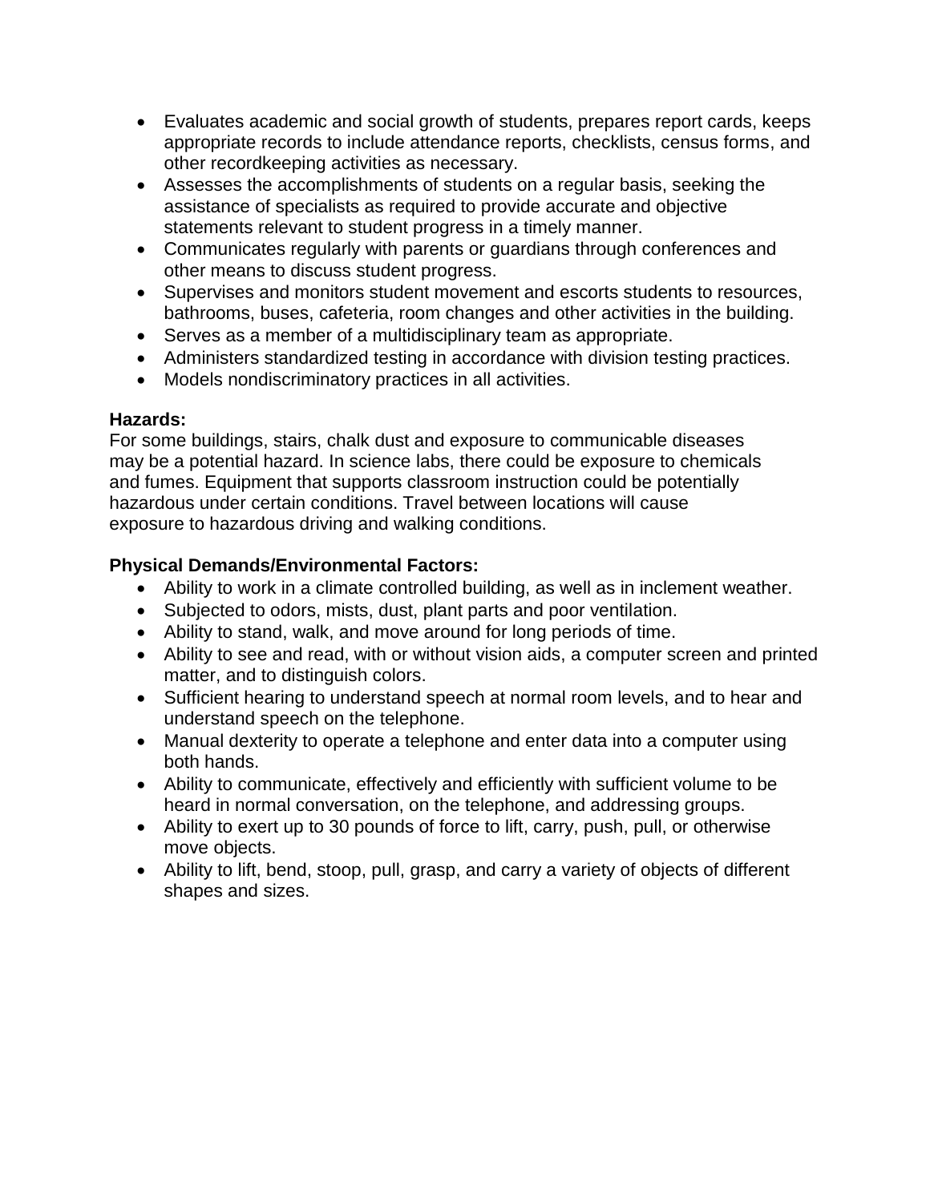- Evaluates academic and social growth of students, prepares report cards, keeps appropriate records to include attendance reports, checklists, census forms, and other recordkeeping activities as necessary.
- Assesses the accomplishments of students on a regular basis, seeking the assistance of specialists as required to provide accurate and objective statements relevant to student progress in a timely manner.
- Communicates regularly with parents or guardians through conferences and other means to discuss student progress.
- Supervises and monitors student movement and escorts students to resources, bathrooms, buses, cafeteria, room changes and other activities in the building.
- Serves as a member of a multidisciplinary team as appropriate.
- Administers standardized testing in accordance with division testing practices.
- Models nondiscriminatory practices in all activities.

**Hazards:**
For some buildings, stairs, chalk dust and exposure to communicable diseases may be a potential hazard. In science labs, there could be exposure to chemicals and fumes. Equipment that supports classroom instruction could be potentially hazardous under certain conditions. Travel between locations will cause exposure to hazardous driving and walking conditions.

**Physical Demands/Environmental Factors:**

- Ability to work in a climate controlled building, as well as in inclement weather.
- Subjected to odors, mists, dust, plant parts and poor ventilation.
- Ability to stand, walk, and move around for long periods of time.
- Ability to see and read, with or without vision aids, a computer screen and printed matter, and to distinguish colors.
- Sufficient hearing to understand speech at normal room levels, and to hear and understand speech on the telephone.
- Manual dexterity to operate a telephone and enter data into a computer using both hands.
- Ability to communicate, effectively and efficiently with sufficient volume to be heard in normal conversation, on the telephone, and addressing groups.
- Ability to exert up to 30 pounds of force to lift, carry, push, pull, or otherwise move objects.
- Ability to lift, bend, stoop, pull, grasp, and carry a variety of objects of different shapes and sizes.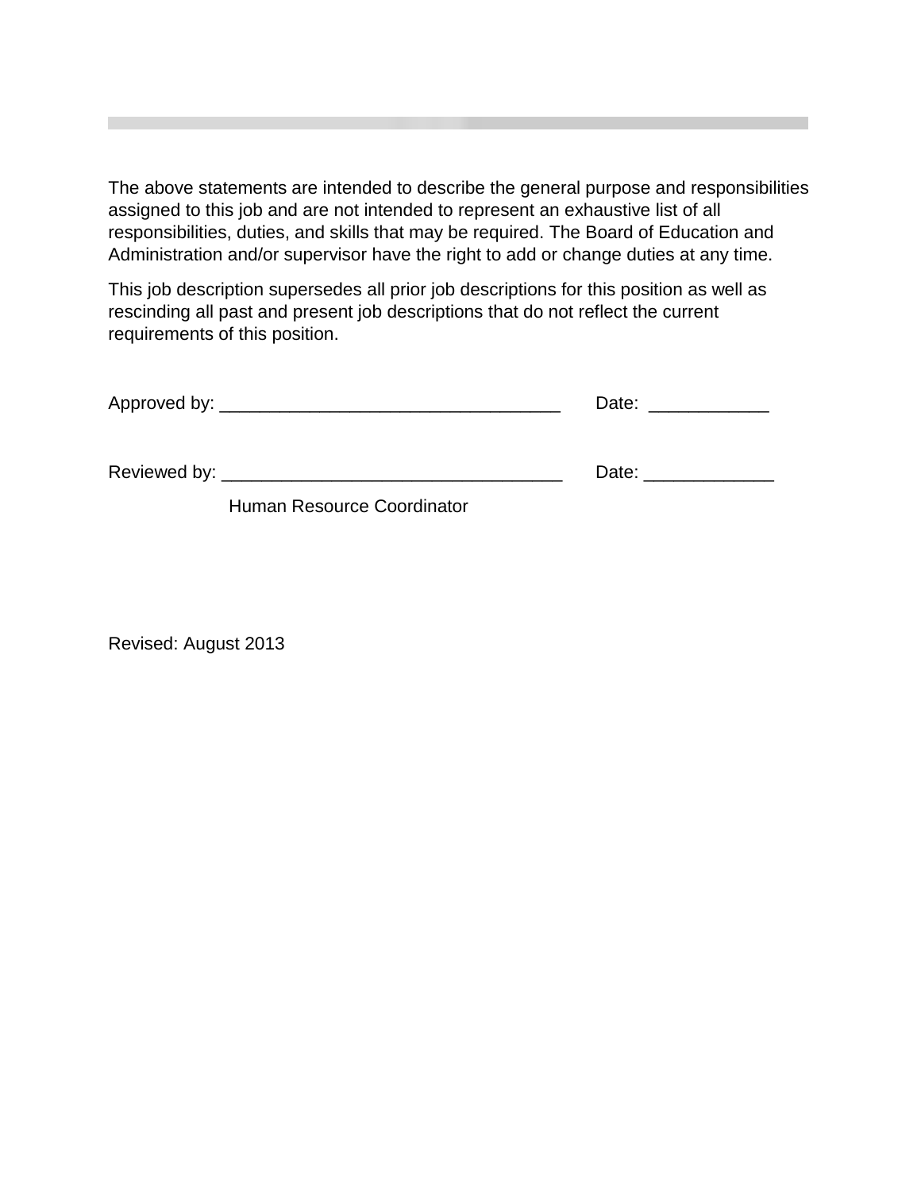The above statements are intended to describe the general purpose and responsibilities assigned to this job and are not intended to represent an exhaustive list of all responsibilities, duties, and skills that may be required. The Board of Education and Administration and/or supervisor have the right to add or change duties at any time.

This job description supersedes all prior job descriptions for this position as well as rescinding all past and present job descriptions that do not reflect the current requirements of this position.

Approved by: ___________________________________ Date: ____________

Reviewed by: __________________________________ Date: _____________

Human Resource Coordinator

Revised: August 2013